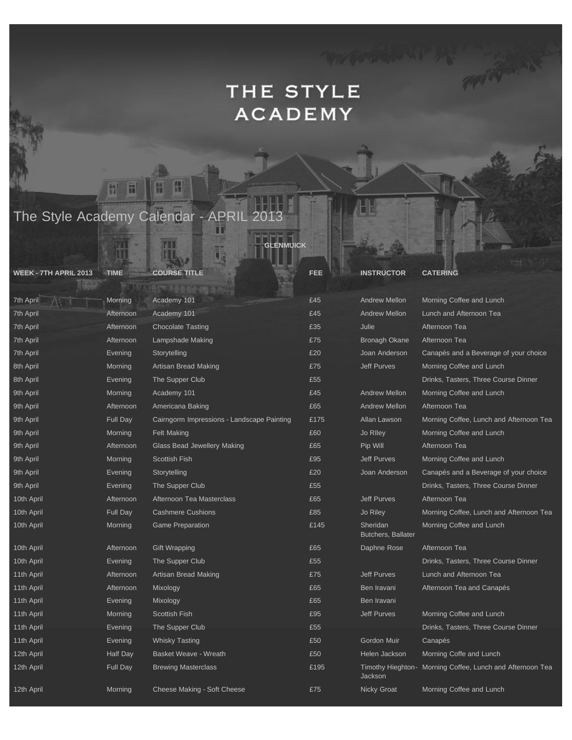# THE STYLE ACADEMY

## The Style Academy Calendar - APRIL 2013

GLENMUICK

| WEEK - 7TH APRIL 2013 | TIME | COURSE TITLE | FEE | INSTRUCTOR | CATERING |
|---|---|---|---|---|---|
| 7th April | Morning | Academy 101 | £45 | Andrew Mellon | Morning Coffee and Lunch |
| 7th April | Afternoon | Academy 101 | £45 | Andrew Mellon | Lunch and Afternoon Tea |
| 7th April | Afternoon | Chocolate Tasting | £35 | Julie | Afternoon Tea |
| 7th April | Afternoon | Lampshade Making | £75 | Bronagh Okane | Afternoon Tea |
| 7th April | Evening | Storytelling | £20 | Joan Anderson | Canapés and a Beverage of your choice |
| 8th April | Morning | Artisan Bread Making | £75 | Jeff Purves | Morning Coffee and Lunch |
| 8th April | Evening | The Supper Club | £55 | | Drinks, Tasters, Three Course Dinner |
| 9th April | Morning | Academy 101 | £45 | Andrew Mellon | Morning Coffee and Lunch |
| 9th April | Afternoon | Americana Baking | £65 | Andrew Mellon | Afternoon Tea |
| 9th April | Full Day | Cairngorm Impressions - Landscape Painting | £175 | Allan Lawson | Morning Coffee, Lunch and Afternoon Tea |
| 9th April | Morning | Felt Making | £60 | Jo RIley | Morning Coffee and Lunch |
| 9th April | Afternoon | Glass Bead Jewellery Making | £65 | Pip Will | Afternoon Tea |
| 9th April | Morning | Scottish Fish | £95 | Jeff Purves | Morning Coffee and Lunch |
| 9th April | Evening | Storytelling | £20 | Joan Anderson | Canapés and a Beverage of your choice |
| 9th April | Evening | The Supper Club | £55 | | Drinks, Tasters, Three Course Dinner |
| 10th April | Afternoon | Afternoon Tea Masterclass | £65 | Jeff Purves | Afternoon Tea |
| 10th April | Full Day | Cashmere Cushions | £85 | Jo Riley | Morning Coffee, Lunch and Afternoon Tea |
| 10th April | Morning | Game Preparation | £145 | Sheridan Butchers, Ballater | Morning Coffee and Lunch |
| 10th April | Afternoon | Gift Wrapping | £65 | Daphne Rose | Afternoon Tea |
| 10th April | Evening | The Supper Club | £55 | | Drinks, Tasters, Three Course Dinner |
| 11th April | Afternoon | Artisan Bread Making | £75 | Jeff Purves | Lunch and Afternoon Tea |
| 11th April | Afternoon | Mixology | £65 | Ben Iravani | Afternoon Tea and Canapés |
| 11th April | Evening | Mixology | £65 | Ben Iravani | |
| 11th April | Morning | Scottish Fish | £95 | Jeff Purves | Morning Coffee and Lunch |
| 11th April | Evening | The Supper Club | £55 | | Drinks, Tasters, Three Course Dinner |
| 11th April | Evening | Whisky Tasting | £50 | Gordon Muir | Canapés |
| 12th April | Half Day | Basket Weave - Wreath | £50 | Helen Jackson | Morning Coffe and Lunch |
| 12th April | Full Day | Brewing Masterclass | £195 | Timothy Hieghton-Jackson | Morning Coffee, Lunch and Afternoon Tea |
| 12th April | Morning | Cheese Making - Soft Cheese | £75 | Nicky Groat | Morning Coffee and Lunch |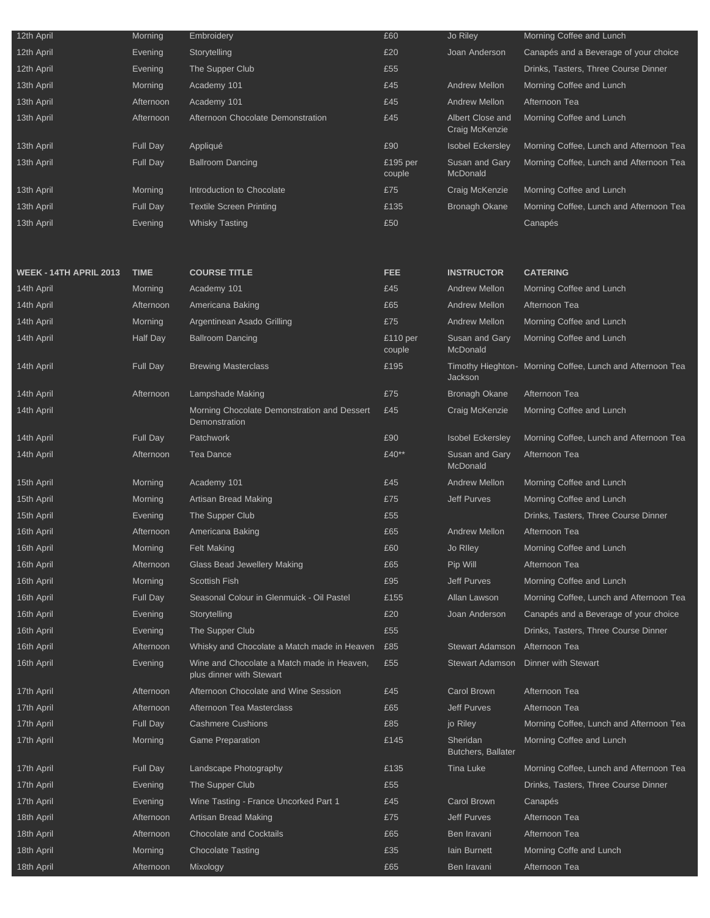| | | | | | |
|---|---|---|---|---|---|
| 12th April | Morning | Embroidery | £60 | Jo Riley | Morning Coffee and Lunch |
| 12th April | Evening | Storytelling | £20 | Joan Anderson | Canapés and a Beverage of your choice |
| 12th April | Evening | The Supper Club | £55 | | Drinks, Tasters, Three Course Dinner |
| 13th April | Morning | Academy 101 | £45 | Andrew Mellon | Morning Coffee and Lunch |
| 13th April | Afternoon | Academy 101 | £45 | Andrew Mellon | Afternoon Tea |
| 13th April | Afternoon | Afternoon Chocolate Demonstration | £45 | Albert Close and Craig McKenzie | Morning Coffee and Lunch |
| 13th April | Full Day | Appliqué | £90 | Isobel Eckersley | Morning Coffee, Lunch and Afternoon Tea |
| 13th April | Full Day | Ballroom Dancing | £195 per couple | Susan and Gary McDonald | Morning Coffee, Lunch and Afternoon Tea |
| 13th April | Morning | Introduction to Chocolate | £75 | Craig McKenzie | Morning Coffee and Lunch |
| 13th April | Full Day | Textile Screen Printing | £135 | Bronagh Okane | Morning Coffee, Lunch and Afternoon Tea |
| 13th April | Evening | Whisky Tasting | £50 | | Canapés |

| WEEK - 14TH APRIL 2013 | TIME | COURSE TITLE | FEE | INSTRUCTOR | CATERING |
|---|---|---|---|---|---|
| 14th April | Morning | Academy 101 | £45 | Andrew Mellon | Morning Coffee and Lunch |
| 14th April | Afternoon | Americana Baking | £65 | Andrew Mellon | Afternoon Tea |
| 14th April | Morning | Argentinean Asado Grilling | £75 | Andrew Mellon | Morning Coffee and Lunch |
| 14th April | Half Day | Ballroom Dancing | £110 per couple | Susan and Gary McDonald | Morning Coffee and Lunch |
| 14th April | Full Day | Brewing Masterclass | £195 | Timothy Hieghton-Jackson | Morning Coffee, Lunch and Afternoon Tea |
| 14th April | Afternoon | Lampshade Making | £75 | Bronagh Okane | Afternoon Tea |
| 14th April | | Morning Chocolate Demonstration and Dessert Demonstration | £45 | Craig McKenzie | Morning Coffee and Lunch |
| 14th April | Full Day | Patchwork | £90 | Isobel Eckersley | Morning Coffee, Lunch and Afternoon Tea |
| 14th April | Afternoon | Tea Dance | £40** | Susan and Gary McDonald | Afternoon Tea |
| 15th April | Morning | Academy 101 | £45 | Andrew Mellon | Morning Coffee and Lunch |
| 15th April | Morning | Artisan Bread Making | £75 | Jeff Purves | Morning Coffee and Lunch |
| 15th April | Evening | The Supper Club | £55 | | Drinks, Tasters, Three Course Dinner |
| 16th April | Afternoon | Americana Baking | £65 | Andrew Mellon | Afternoon Tea |
| 16th April | Morning | Felt Making | £60 | Jo RIley | Morning Coffee and Lunch |
| 16th April | Afternoon | Glass Bead Jewellery Making | £65 | Pip Will | Afternoon Tea |
| 16th April | Morning | Scottish Fish | £95 | Jeff Purves | Morning Coffee and Lunch |
| 16th April | Full Day | Seasonal Colour in Glenmuick - Oil Pastel | £155 | Allan Lawson | Morning Coffee, Lunch and Afternoon Tea |
| 16th April | Evening | Storytelling | £20 | Joan Anderson | Canapés and a Beverage of your choice |
| 16th April | Evening | The Supper Club | £55 | | Drinks, Tasters, Three Course Dinner |
| 16th April | Afternoon | Whisky and Chocolate a Match made in Heaven | £85 | Stewart Adamson | Afternoon Tea |
| 16th April | Evening | Wine and Chocolate a Match made in Heaven, plus dinner with Stewart | £55 | Stewart Adamson | Dinner with Stewart |
| 17th April | Afternoon | Afternoon Chocolate and Wine Session | £45 | Carol Brown | Afternoon Tea |
| 17th April | Afternoon | Afternoon Tea Masterclass | £65 | Jeff Purves | Afternoon Tea |
| 17th April | Full Day | Cashmere Cushions | £85 | jo Riley | Morning Coffee, Lunch and Afternoon Tea |
| 17th April | Morning | Game Preparation | £145 | Sheridan Butchers, Ballater | Morning Coffee and Lunch |
| 17th April | Full Day | Landscape Photography | £135 | Tina Luke | Morning Coffee, Lunch and Afternoon Tea |
| 17th April | Evening | The Supper Club | £55 | | Drinks, Tasters, Three Course Dinner |
| 17th April | Evening | Wine Tasting - France Uncorked Part 1 | £45 | Carol Brown | Canapés |
| 18th April | Afternoon | Artisan Bread Making | £75 | Jeff Purves | Afternoon Tea |
| 18th April | Afternoon | Chocolate and Cocktails | £65 | Ben Iravani | Afternoon Tea |
| 18th April | Morning | Chocolate Tasting | £35 | Iain Burnett | Morning Coffe and Lunch |
| 18th April | Afternoon | Mixology | £65 | Ben Iravani | Afternoon Tea |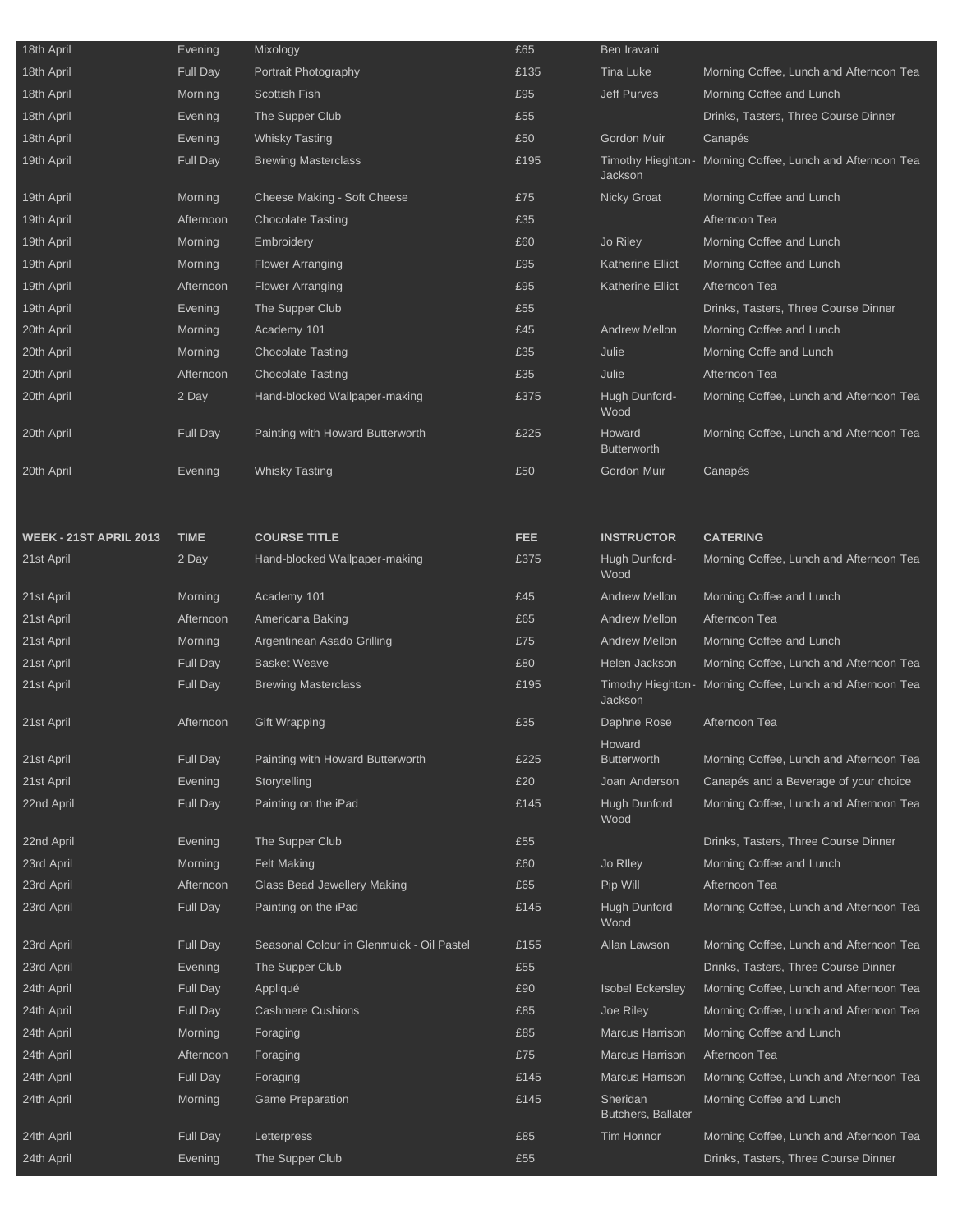| | | | | | |
|---|---|---|---|---|---|
| 18th April | Evening | Mixology | £65 | Ben Iravani | |
| 18th April | Full Day | Portrait Photography | £135 | Tina Luke | Morning Coffee, Lunch and Afternoon Tea |
| 18th April | Morning | Scottish Fish | £95 | Jeff Purves | Morning Coffee and Lunch |
| 18th April | Evening | The Supper Club | £55 | | Drinks, Tasters, Three Course Dinner |
| 18th April | Evening | Whisky Tasting | £50 | Gordon Muir | Canapés |
| 19th April | Full Day | Brewing Masterclass | £195 | Timothy Hieghton-Jackson | Morning Coffee, Lunch and Afternoon Tea |
| 19th April | Morning | Cheese Making - Soft Cheese | £75 | Nicky Groat | Morning Coffee and Lunch |
| 19th April | Afternoon | Chocolate Tasting | £35 | | Afternoon Tea |
| 19th April | Morning | Embroidery | £60 | Jo Riley | Morning Coffee and Lunch |
| 19th April | Morning | Flower Arranging | £95 | Katherine Elliot | Morning Coffee and Lunch |
| 19th April | Afternoon | Flower Arranging | £95 | Katherine Elliot | Afternoon Tea |
| 19th April | Evening | The Supper Club | £55 | | Drinks, Tasters, Three Course Dinner |
| 20th April | Morning | Academy 101 | £45 | Andrew Mellon | Morning Coffee and Lunch |
| 20th April | Morning | Chocolate Tasting | £35 | Julie | Morning Coffe and Lunch |
| 20th April | Afternoon | Chocolate Tasting | £35 | Julie | Afternoon Tea |
| 20th April | 2 Day | Hand-blocked Wallpaper-making | £375 | Hugh Dunford-Wood | Morning Coffee, Lunch and Afternoon Tea |
| 20th April | Full Day | Painting with Howard Butterworth | £225 | Howard Butterworth | Morning Coffee, Lunch and Afternoon Tea |
| 20th April | Evening | Whisky Tasting | £50 | Gordon Muir | Canapés |

| WEEK - 21ST APRIL 2013 | TIME | COURSE TITLE | FEE | INSTRUCTOR | CATERING |
|---|---|---|---|---|---|
| 21st April | 2 Day | Hand-blocked Wallpaper-making | £375 | Hugh Dunford-Wood | Morning Coffee, Lunch and Afternoon Tea |
| 21st April | Morning | Academy 101 | £45 | Andrew Mellon | Morning Coffee and Lunch |
| 21st April | Afternoon | Americana Baking | £65 | Andrew Mellon | Afternoon Tea |
| 21st April | Morning | Argentinean Asado Grilling | £75 | Andrew Mellon | Morning Coffee and Lunch |
| 21st April | Full Day | Basket Weave | £80 | Helen Jackson | Morning Coffee, Lunch and Afternoon Tea |
| 21st April | Full Day | Brewing Masterclass | £195 | Timothy Hieghton-Jackson | Morning Coffee, Lunch and Afternoon Tea |
| 21st April | Afternoon | Gift Wrapping | £35 | Daphne Rose | Afternoon Tea |
| 21st April | Full Day | Painting with Howard Butterworth | £225 | Howard Butterworth | Morning Coffee, Lunch and Afternoon Tea |
| 21st April | Evening | Storytelling | £20 | Joan Anderson | Canapés and a Beverage of your choice |
| 22nd April | Full Day | Painting on the iPad | £145 | Hugh Dunford Wood | Morning Coffee, Lunch and Afternoon Tea |
| 22nd April | Evening | The Supper Club | £55 | | Drinks, Tasters, Three Course Dinner |
| 23rd April | Morning | Felt Making | £60 | Jo RIley | Morning Coffee and Lunch |
| 23rd April | Afternoon | Glass Bead Jewellery Making | £65 | Pip Will | Afternoon Tea |
| 23rd April | Full Day | Painting on the iPad | £145 | Hugh Dunford Wood | Morning Coffee, Lunch and Afternoon Tea |
| 23rd April | Full Day | Seasonal Colour in Glenmuick - Oil Pastel | £155 | Allan Lawson | Morning Coffee, Lunch and Afternoon Tea |
| 23rd April | Evening | The Supper Club | £55 | | Drinks, Tasters, Three Course Dinner |
| 24th April | Full Day | Appliqué | £90 | Isobel Eckersley | Morning Coffee, Lunch and Afternoon Tea |
| 24th April | Full Day | Cashmere Cushions | £85 | Joe Riley | Morning Coffee, Lunch and Afternoon Tea |
| 24th April | Morning | Foraging | £85 | Marcus Harrison | Morning Coffee and Lunch |
| 24th April | Afternoon | Foraging | £75 | Marcus Harrison | Afternoon Tea |
| 24th April | Full Day | Foraging | £145 | Marcus Harrison | Morning Coffee, Lunch and Afternoon Tea |
| 24th April | Morning | Game Preparation | £145 | Sheridan Butchers, Ballater | Morning Coffee and Lunch |
| 24th April | Full Day | Letterpress | £85 | Tim Honnor | Morning Coffee, Lunch and Afternoon Tea |
| 24th April | Evening | The Supper Club | £55 | | Drinks, Tasters, Three Course Dinner |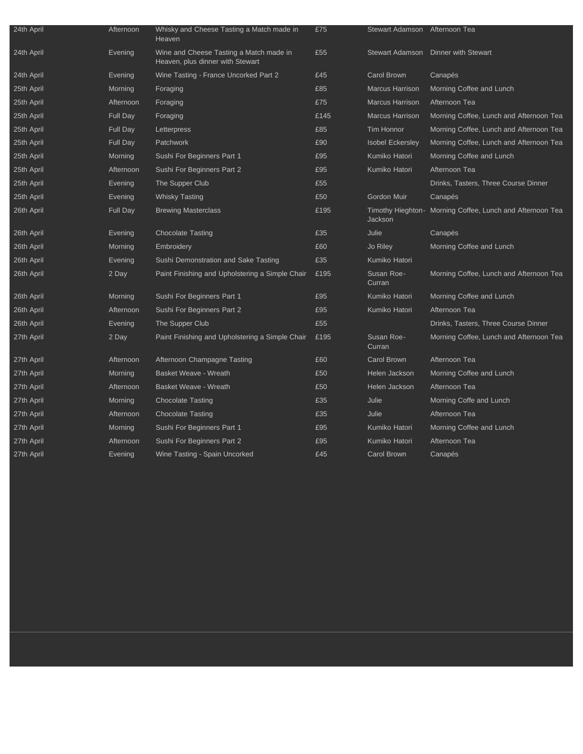| | | | | | |
|---|---|---|---|---|---|
| 24th April | Afternoon | Whisky and Cheese Tasting a Match made in Heaven | £75 | Stewart Adamson | Afternoon Tea |
| 24th April | Evening | Wine and Cheese Tasting a Match made in Heaven, plus dinner with Stewart | £55 | Stewart Adamson | Dinner with Stewart |
| 24th April | Evening | Wine Tasting - France Uncorked Part 2 | £45 | Carol Brown | Canapés |
| 25th April | Morning | Foraging | £85 | Marcus Harrison | Morning Coffee and Lunch |
| 25th April | Afternoon | Foraging | £75 | Marcus Harrison | Afternoon Tea |
| 25th April | Full Day | Foraging | £145 | Marcus Harrison | Morning Coffee, Lunch and Afternoon Tea |
| 25th April | Full Day | Letterpress | £85 | Tim Honnor | Morning Coffee, Lunch and Afternoon Tea |
| 25th April | Full Day | Patchwork | £90 | Isobel Eckersley | Morning Coffee, Lunch and Afternoon Tea |
| 25th April | Morning | Sushi For Beginners Part 1 | £95 | Kumiko Hatori | Morning Coffee and Lunch |
| 25th April | Afternoon | Sushi For Beginners Part 2 | £95 | Kumiko Hatori | Afternoon Tea |
| 25th April | Evening | The Supper Club | £55 | | Drinks, Tasters, Three Course Dinner |
| 25th April | Evening | Whisky Tasting | £50 | Gordon Muir | Canapés |
| 26th April | Full Day | Brewing Masterclass | £195 | Timothy Hieghton-Jackson | Morning Coffee, Lunch and Afternoon Tea |
| 26th April | Evening | Chocolate Tasting | £35 | Julie | Canapés |
| 26th April | Morning | Embroidery | £60 | Jo Riley | Morning Coffee and Lunch |
| 26th April | Evening | Sushi Demonstration and Sake Tasting | £35 | Kumiko Hatori | |
| 26th April | 2 Day | Paint Finishing and Upholstering a Simple Chair | £195 | Susan Roe-Curran | Morning Coffee, Lunch and Afternoon Tea |
| 26th April | Morning | Sushi For Beginners Part 1 | £95 | Kumiko Hatori | Morning Coffee and Lunch |
| 26th April | Afternoon | Sushi For Beginners Part 2 | £95 | Kumiko Hatori | Afternoon Tea |
| 26th April | Evening | The Supper Club | £55 | | Drinks, Tasters, Three Course Dinner |
| 27th April | 2 Day | Paint Finishing and Upholstering a Simple Chair | £195 | Susan Roe-Curran | Morning Coffee, Lunch and Afternoon Tea |
| 27th April | Afternoon | Afternoon Champagne Tasting | £60 | Carol Brown | Afternoon Tea |
| 27th April | Morning | Basket Weave - Wreath | £50 | Helen Jackson | Morning Coffee and Lunch |
| 27th April | Afternoon | Basket Weave - Wreath | £50 | Helen Jackson | Afternoon Tea |
| 27th April | Morning | Chocolate Tasting | £35 | Julie | Morning Coffe and Lunch |
| 27th April | Afternoon | Chocolate Tasting | £35 | Julie | Afternoon Tea |
| 27th April | Morning | Sushi For Beginners Part 1 | £95 | Kumiko Hatori | Morning Coffee and Lunch |
| 27th April | Afternoon | Sushi For Beginners Part 2 | £95 | Kumiko Hatori | Afternoon Tea |
| 27th April | Evening | Wine Tasting - Spain Uncorked | £45 | Carol Brown | Canapés |